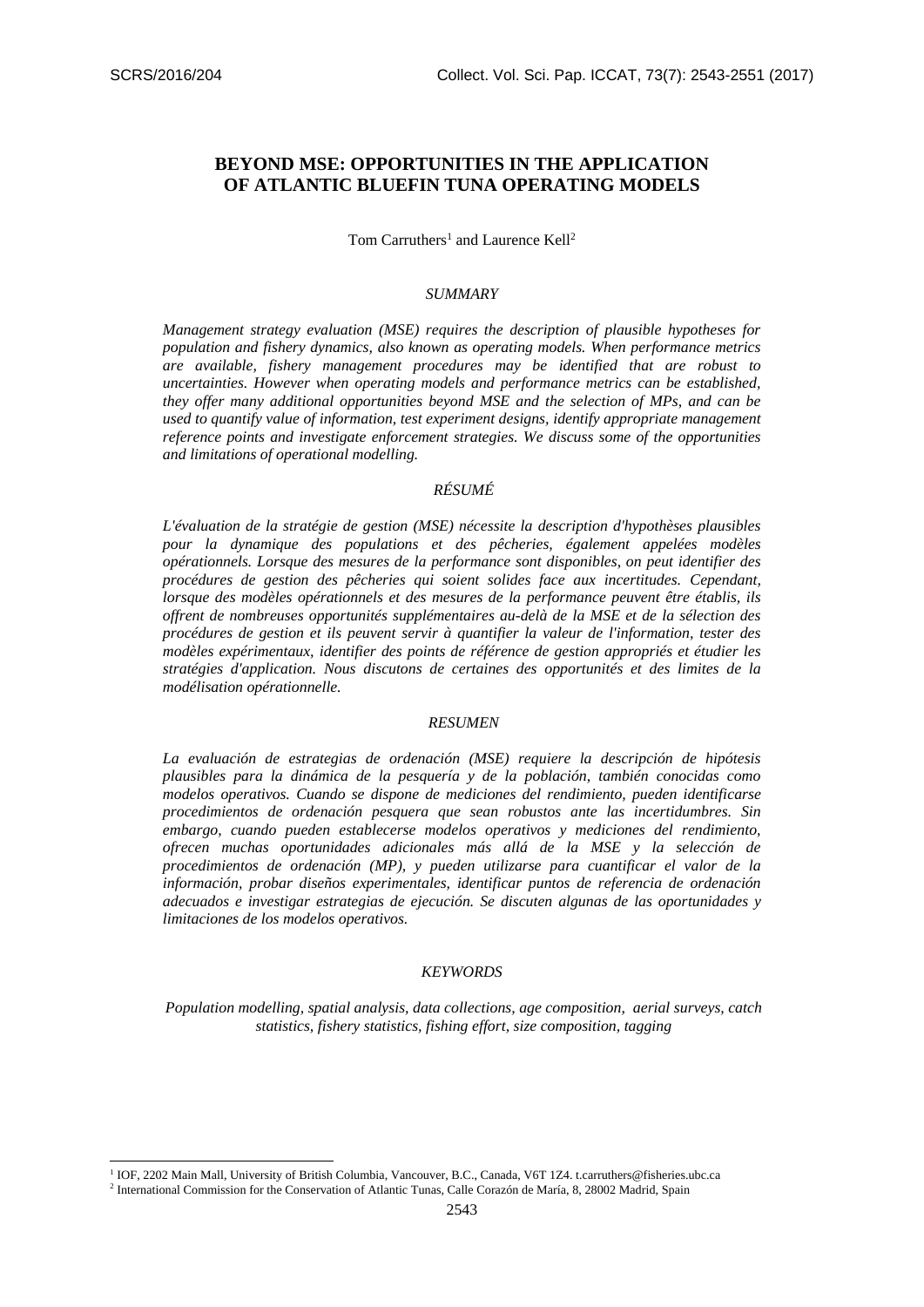# BEYOND MSE: OPPORTUNITIES IN THE APPLICATION OF ATLANTIC BLUEFIN TUNA OPERATING MODELS

Tom Carruthers[1] and Laurence Kell[2]

## *SUMMARY*

*Management strategy evaluation (MSE) requires the description of plausible hypotheses for population and fishery dynamics, also known as operating models. When performance metrics are available, fishery management procedures may be identified that are robust to uncertainties. However when operating models and performance metrics can be established, they offer many additional opportunities beyond MSE and the selection of MPs, and can be used to quantify value of information, test experiment designs, identify appropriate management reference points and investigate enforcement strategies. We discuss some of the opportunities and limitations of operational modelling.*

## *RÉSUMÉ*

*L'évaluation de la stratégie de gestion (MSE) nécessite la description d'hypothèses plausibles pour la dynamique des populations et des pêcheries, également appelées modèles opérationnels. Lorsque des mesures de la performance sont disponibles, on peut identifier des procédures de gestion des pêcheries qui soient solides face aux incertitudes. Cependant, lorsque des modèles opérationnels et des mesures de la performance peuvent être établis, ils offrent de nombreuses opportunités supplémentaires au-delà de la MSE et de la sélection des procédures de gestion et ils peuvent servir à quantifier la valeur de l'information, tester des modèles expérimentaux, identifier des points de référence de gestion appropriés et étudier les stratégies d'application. Nous discutons de certaines des opportunités et des limites de la modélisation opérationnelle.*

## *RESUMEN*

*La evaluación de estrategias de ordenación (MSE) requiere la descripción de hipótesis plausibles para la dinámica de la pesquería y de la población, también conocidas como modelos operativos. Cuando se dispone de mediciones del rendimiento, pueden identificarse procedimientos de ordenación pesquera que sean robustos ante las incertidumbres. Sin embargo, cuando pueden establecerse modelos operativos y mediciones del rendimiento, ofrecen muchas oportunidades adicionales más allá de la MSE y la selección de procedimientos de ordenación (MP), y pueden utilizarse para cuantificar el valor de la información, probar diseños experimentales, identificar puntos de referencia de ordenación adecuados e investigar estrategias de ejecución. Se discuten algunas de las oportunidades y limitaciones de los modelos operativos.*

## *KEYWORDS*

*Population modelling, spatial analysis, data collections, age composition, aerial surveys, catch statistics, fishery statistics, fishing effort, size composition, tagging*

---

[1] IOF, 2202 Main Mall, University of British Columbia, Vancouver, B.C., Canada, V6T 1Z4. t.carruthers@fisheries.ubc.ca

[2] International Commission for the Conservation of Atlantic Tunas, Calle Corazón de María, 8, 28002 Madrid, Spain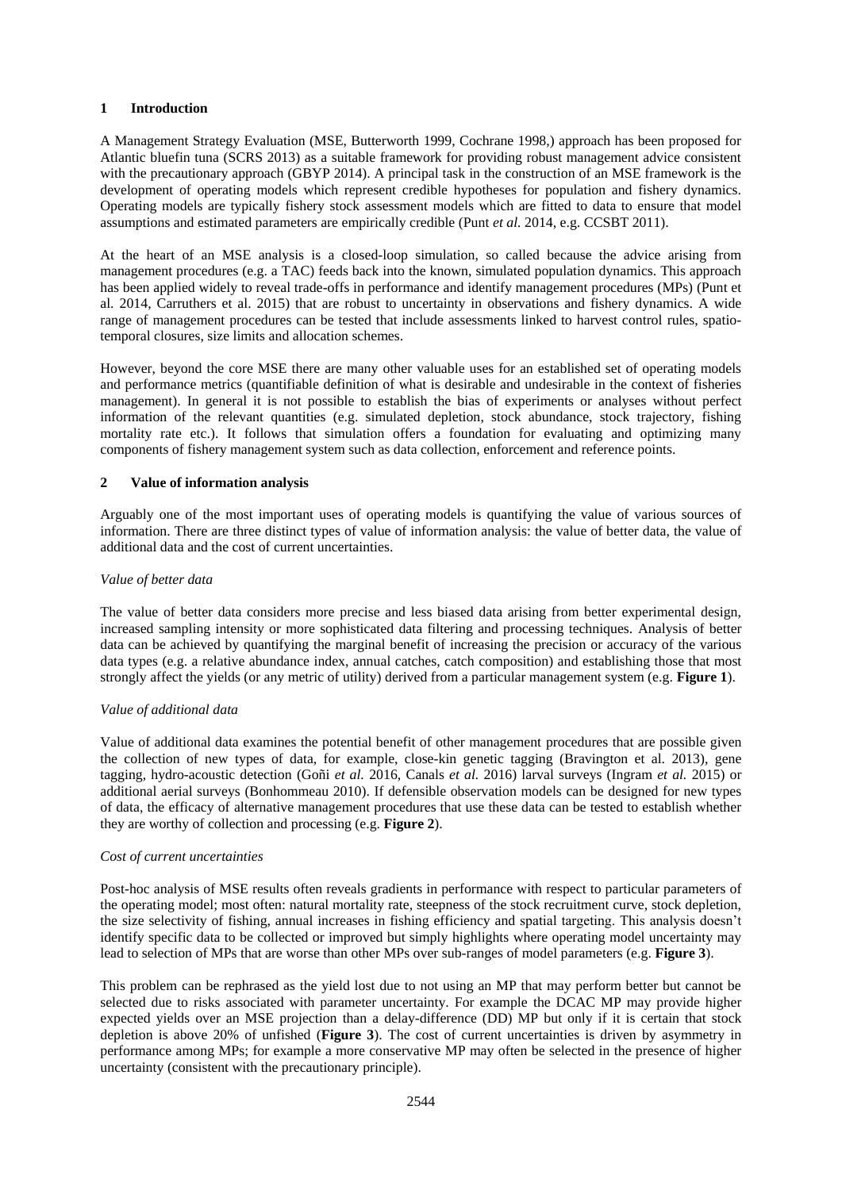## 1 Introduction

A Management Strategy Evaluation (MSE, Butterworth 1999, Cochrane 1998,) approach has been proposed for Atlantic bluefin tuna (SCRS 2013) as a suitable framework for providing robust management advice consistent with the precautionary approach (GBYP 2014). A principal task in the construction of an MSE framework is the development of operating models which represent credible hypotheses for population and fishery dynamics. Operating models are typically fishery stock assessment models which are fitted to data to ensure that model assumptions and estimated parameters are empirically credible (Punt *et al.* 2014, e.g. CCSBT 2011).

At the heart of an MSE analysis is a closed-loop simulation, so called because the advice arising from management procedures (e.g. a TAC) feeds back into the known, simulated population dynamics. This approach has been applied widely to reveal trade-offs in performance and identify management procedures (MPs) (Punt et al. 2014, Carruthers et al. 2015) that are robust to uncertainty in observations and fishery dynamics. A wide range of management procedures can be tested that include assessments linked to harvest control rules, spatio-temporal closures, size limits and allocation schemes.

However, beyond the core MSE there are many other valuable uses for an established set of operating models and performance metrics (quantifiable definition of what is desirable and undesirable in the context of fisheries management). In general it is not possible to establish the bias of experiments or analyses without perfect information of the relevant quantities (e.g. simulated depletion, stock abundance, stock trajectory, fishing mortality rate etc.). It follows that simulation offers a foundation for evaluating and optimizing many components of fishery management system such as data collection, enforcement and reference points.

## 2 Value of information analysis

Arguably one of the most important uses of operating models is quantifying the value of various sources of information. There are three distinct types of value of information analysis: the value of better data, the value of additional data and the cost of current uncertainties.

*Value of better data*

The value of better data considers more precise and less biased data arising from better experimental design, increased sampling intensity or more sophisticated data filtering and processing techniques. Analysis of better data can be achieved by quantifying the marginal benefit of increasing the precision or accuracy of the various data types (e.g. a relative abundance index, annual catches, catch composition) and establishing those that most strongly affect the yields (or any metric of utility) derived from a particular management system (e.g. **Figure 1**).

*Value of additional data*

Value of additional data examines the potential benefit of other management procedures that are possible given the collection of new types of data, for example, close-kin genetic tagging (Bravington et al. 2013), gene tagging, hydro-acoustic detection (Goñi *et al.* 2016, Canals *et al.* 2016) larval surveys (Ingram *et al.* 2015) or additional aerial surveys (Bonhommeau 2010). If defensible observation models can be designed for new types of data, the efficacy of alternative management procedures that use these data can be tested to establish whether they are worthy of collection and processing (e.g. **Figure 2**).

*Cost of current uncertainties*

Post-hoc analysis of MSE results often reveals gradients in performance with respect to particular parameters of the operating model; most often: natural mortality rate, steepness of the stock recruitment curve, stock depletion, the size selectivity of fishing, annual increases in fishing efficiency and spatial targeting. This analysis doesn't identify specific data to be collected or improved but simply highlights where operating model uncertainty may lead to selection of MPs that are worse than other MPs over sub-ranges of model parameters (e.g. **Figure 3**).

This problem can be rephrased as the yield lost due to not using an MP that may perform better but cannot be selected due to risks associated with parameter uncertainty. For example the DCAC MP may provide higher expected yields over an MSE projection than a delay-difference (DD) MP but only if it is certain that stock depletion is above 20% of unfished (**Figure 3**). The cost of current uncertainties is driven by asymmetry in performance among MPs; for example a more conservative MP may often be selected in the presence of higher uncertainty (consistent with the precautionary principle).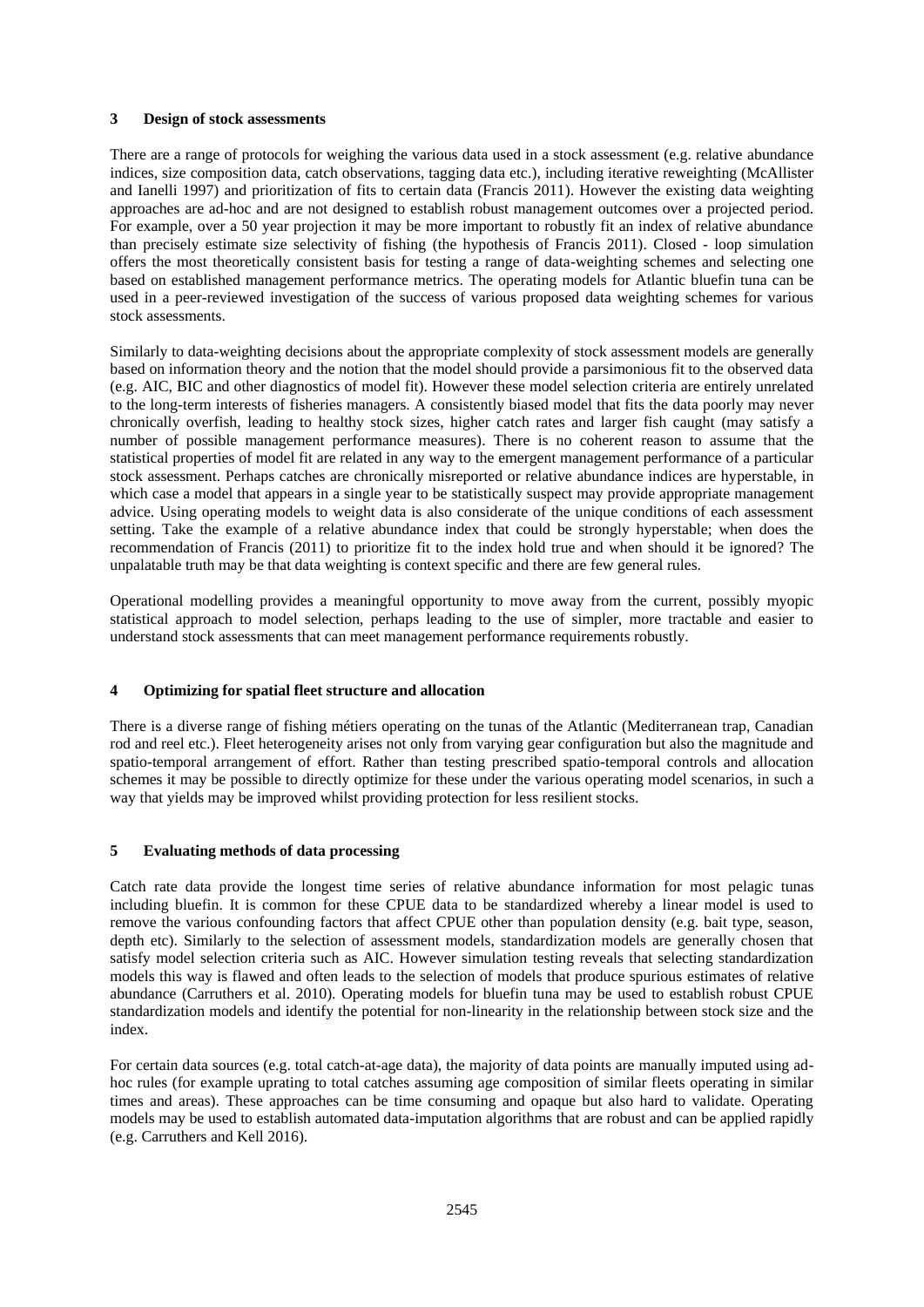## 3 Design of stock assessments

There are a range of protocols for weighing the various data used in a stock assessment (e.g. relative abundance indices, size composition data, catch observations, tagging data etc.), including iterative reweighting (McAllister and Ianelli 1997) and prioritization of fits to certain data (Francis 2011). However the existing data weighting approaches are ad-hoc and are not designed to establish robust management outcomes over a projected period. For example, over a 50 year projection it may be more important to robustly fit an index of relative abundance than precisely estimate size selectivity of fishing (the hypothesis of Francis 2011). Closed - loop simulation offers the most theoretically consistent basis for testing a range of data-weighting schemes and selecting one based on established management performance metrics. The operating models for Atlantic bluefin tuna can be used in a peer-reviewed investigation of the success of various proposed data weighting schemes for various stock assessments.

Similarly to data-weighting decisions about the appropriate complexity of stock assessment models are generally based on information theory and the notion that the model should provide a parsimonious fit to the observed data (e.g. AIC, BIC and other diagnostics of model fit). However these model selection criteria are entirely unrelated to the long-term interests of fisheries managers. A consistently biased model that fits the data poorly may never chronically overfish, leading to healthy stock sizes, higher catch rates and larger fish caught (may satisfy a number of possible management performance measures). There is no coherent reason to assume that the statistical properties of model fit are related in any way to the emergent management performance of a particular stock assessment. Perhaps catches are chronically misreported or relative abundance indices are hyperstable, in which case a model that appears in a single year to be statistically suspect may provide appropriate management advice. Using operating models to weight data is also considerate of the unique conditions of each assessment setting. Take the example of a relative abundance index that could be strongly hyperstable; when does the recommendation of Francis (2011) to prioritize fit to the index hold true and when should it be ignored? The unpalatable truth may be that data weighting is context specific and there are few general rules.

Operational modelling provides a meaningful opportunity to move away from the current, possibly myopic statistical approach to model selection, perhaps leading to the use of simpler, more tractable and easier to understand stock assessments that can meet management performance requirements robustly.

## 4 Optimizing for spatial fleet structure and allocation

There is a diverse range of fishing métiers operating on the tunas of the Atlantic (Mediterranean trap, Canadian rod and reel etc.). Fleet heterogeneity arises not only from varying gear configuration but also the magnitude and spatio-temporal arrangement of effort. Rather than testing prescribed spatio-temporal controls and allocation schemes it may be possible to directly optimize for these under the various operating model scenarios, in such a way that yields may be improved whilst providing protection for less resilient stocks.

## 5 Evaluating methods of data processing

Catch rate data provide the longest time series of relative abundance information for most pelagic tunas including bluefin. It is common for these CPUE data to be standardized whereby a linear model is used to remove the various confounding factors that affect CPUE other than population density (e.g. bait type, season, depth etc). Similarly to the selection of assessment models, standardization models are generally chosen that satisfy model selection criteria such as AIC. However simulation testing reveals that selecting standardization models this way is flawed and often leads to the selection of models that produce spurious estimates of relative abundance (Carruthers et al. 2010). Operating models for bluefin tuna may be used to establish robust CPUE standardization models and identify the potential for non-linearity in the relationship between stock size and the index.

For certain data sources (e.g. total catch-at-age data), the majority of data points are manually imputed using ad-hoc rules (for example uprating to total catches assuming age composition of similar fleets operating in similar times and areas). These approaches can be time consuming and opaque but also hard to validate. Operating models may be used to establish automated data-imputation algorithms that are robust and can be applied rapidly (e.g. Carruthers and Kell 2016).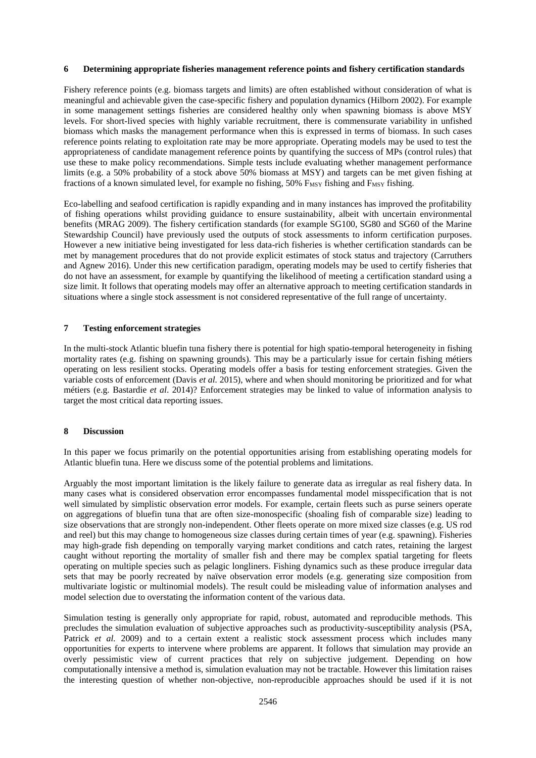## 6 Determining appropriate fisheries management reference points and fishery certification standards

Fishery reference points (e.g. biomass targets and limits) are often established without consideration of what is meaningful and achievable given the case-specific fishery and population dynamics (Hilborn 2002). For example in some management settings fisheries are considered healthy only when spawning biomass is above MSY levels. For short-lived species with highly variable recruitment, there is commensurate variability in unfished biomass which masks the management performance when this is expressed in terms of biomass. In such cases reference points relating to exploitation rate may be more appropriate. Operating models may be used to test the appropriateness of candidate management reference points by quantifying the success of MPs (control rules) that use these to make policy recommendations. Simple tests include evaluating whether management performance limits (e.g. a 50% probability of a stock above 50% biomass at MSY) and targets can be met given fishing at fractions of a known simulated level, for example no fishing, 50% $F_{MSY}$ fishing and $F_{MSY}$ fishing.

Eco-labelling and seafood certification is rapidly expanding and in many instances has improved the profitability of fishing operations whilst providing guidance to ensure sustainability, albeit with uncertain environmental benefits (MRAG 2009). The fishery certification standards (for example SG100, SG80 and SG60 of the Marine Stewardship Council) have previously used the outputs of stock assessments to inform certification purposes. However a new initiative being investigated for less data-rich fisheries is whether certification standards can be met by management procedures that do not provide explicit estimates of stock status and trajectory (Carruthers and Agnew 2016). Under this new certification paradigm, operating models may be used to certify fisheries that do not have an assessment, for example by quantifying the likelihood of meeting a certification standard using a size limit. It follows that operating models may offer an alternative approach to meeting certification standards in situations where a single stock assessment is not considered representative of the full range of uncertainty.

## 7 Testing enforcement strategies

In the multi-stock Atlantic bluefin tuna fishery there is potential for high spatio-temporal heterogeneity in fishing mortality rates (e.g. fishing on spawning grounds). This may be a particularly issue for certain fishing métiers operating on less resilient stocks. Operating models offer a basis for testing enforcement strategies. Given the variable costs of enforcement (Davis *et al.* 2015), where and when should monitoring be prioritized and for what métiers (e.g. Bastardie *et al*. 2014)? Enforcement strategies may be linked to value of information analysis to target the most critical data reporting issues.

## 8 Discussion

In this paper we focus primarily on the potential opportunities arising from establishing operating models for Atlantic bluefin tuna. Here we discuss some of the potential problems and limitations.

Arguably the most important limitation is the likely failure to generate data as irregular as real fishery data. In many cases what is considered observation error encompasses fundamental model misspecification that is not well simulated by simplistic observation error models. For example, certain fleets such as purse seiners operate on aggregations of bluefin tuna that are often size-monospecific (shoaling fish of comparable size) leading to size observations that are strongly non-independent. Other fleets operate on more mixed size classes (e.g. US rod and reel) but this may change to homogeneous size classes during certain times of year (e.g. spawning). Fisheries may high-grade fish depending on temporally varying market conditions and catch rates, retaining the largest caught without reporting the mortality of smaller fish and there may be complex spatial targeting for fleets operating on multiple species such as pelagic longliners. Fishing dynamics such as these produce irregular data sets that may be poorly recreated by naïve observation error models (e.g. generating size composition from multivariate logistic or multinomial models). The result could be misleading value of information analyses and model selection due to overstating the information content of the various data.

Simulation testing is generally only appropriate for rapid, robust, automated and reproducible methods. This precludes the simulation evaluation of subjective approaches such as productivity-susceptibility analysis (PSA, Patrick *et al.* 2009) and to a certain extent a realistic stock assessment process which includes many opportunities for experts to intervene where problems are apparent. It follows that simulation may provide an overly pessimistic view of current practices that rely on subjective judgement. Depending on how computationally intensive a method is, simulation evaluation may not be tractable. However this limitation raises the interesting question of whether non-objective, non-reproducible approaches should be used if it is not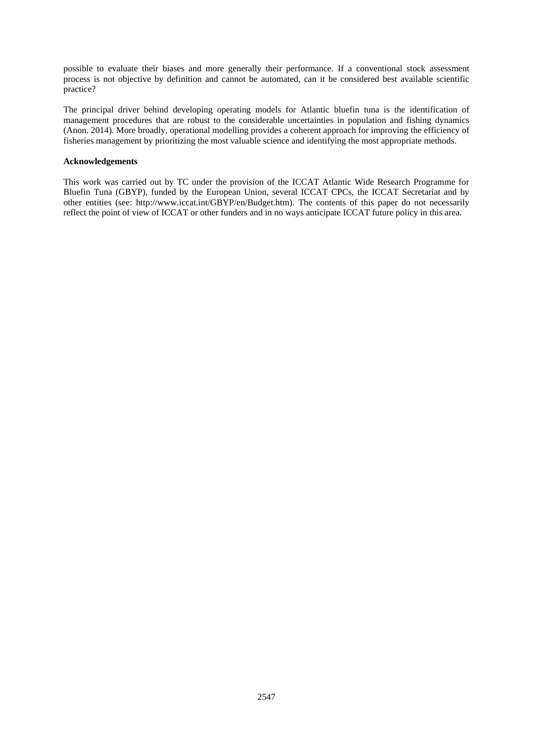possible to evaluate their biases and more generally their performance. If a conventional stock assessment process is not objective by definition and cannot be automated, can it be considered best available scientific practice?

The principal driver behind developing operating models for Atlantic bluefin tuna is the identification of management procedures that are robust to the considerable uncertainties in population and fishing dynamics (Anon. 2014). More broadly, operational modelling provides a coherent approach for improving the efficiency of fisheries management by prioritizing the most valuable science and identifying the most appropriate methods.

**Acknowledgements**

This work was carried out by TC under the provision of the ICCAT Atlantic Wide Research Programme for Bluefin Tuna (GBYP), funded by the European Union, several ICCAT CPCs, the ICCAT Secretariat and by other entities (see: http://www.iccat.int/GBYP/en/Budget.htm). The contents of this paper do not necessarily reflect the point of view of ICCAT or other funders and in no ways anticipate ICCAT future policy in this area.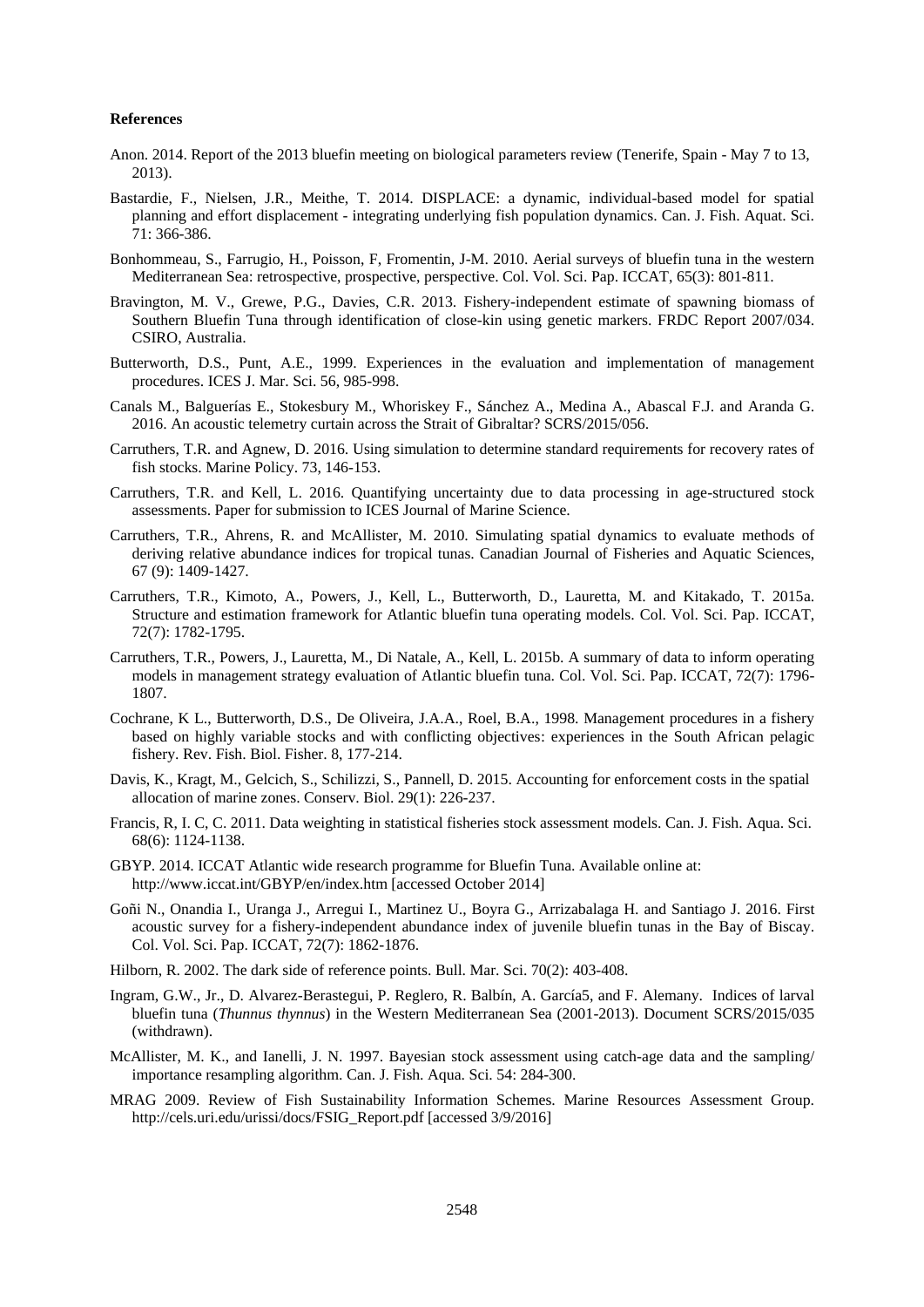**References**

Anon. 2014. Report of the 2013 bluefin meeting on biological parameters review (Tenerife, Spain - May 7 to 13, 2013).

Bastardie, F., Nielsen, J.R., Meithe, T. 2014. DISPLACE: a dynamic, individual-based model for spatial planning and effort displacement - integrating underlying fish population dynamics. Can. J. Fish. Aquat. Sci. 71: 366-386.

Bonhommeau, S., Farrugio, H., Poisson, F, Fromentin, J-M. 2010. Aerial surveys of bluefin tuna in the western Mediterranean Sea: retrospective, prospective, perspective. Col. Vol. Sci. Pap. ICCAT, 65(3): 801-811.

Bravington, M. V., Grewe, P.G., Davies, C.R. 2013. Fishery-independent estimate of spawning biomass of Southern Bluefin Tuna through identification of close-kin using genetic markers. FRDC Report 2007/034. CSIRO, Australia.

Butterworth, D.S., Punt, A.E., 1999. Experiences in the evaluation and implementation of management procedures. ICES J. Mar. Sci. 56, 985-998.

Canals M., Balguerías E., Stokesbury M., Whoriskey F., Sánchez A., Medina A., Abascal F.J. and Aranda G. 2016. An acoustic telemetry curtain across the Strait of Gibraltar? SCRS/2015/056.

Carruthers, T.R. and Agnew, D. 2016. Using simulation to determine standard requirements for recovery rates of fish stocks. Marine Policy. 73, 146-153.

Carruthers, T.R. and Kell, L. 2016. Quantifying uncertainty due to data processing in age-structured stock assessments. Paper for submission to ICES Journal of Marine Science.

Carruthers, T.R., Ahrens, R. and McAllister, M. 2010. Simulating spatial dynamics to evaluate methods of deriving relative abundance indices for tropical tunas. Canadian Journal of Fisheries and Aquatic Sciences, 67 (9): 1409-1427.

Carruthers, T.R., Kimoto, A., Powers, J., Kell, L., Butterworth, D., Lauretta, M. and Kitakado, T. 2015a. Structure and estimation framework for Atlantic bluefin tuna operating models. Col. Vol. Sci. Pap. ICCAT, 72(7): 1782-1795.

Carruthers, T.R., Powers, J., Lauretta, M., Di Natale, A., Kell, L. 2015b. A summary of data to inform operating models in management strategy evaluation of Atlantic bluefin tuna. Col. Vol. Sci. Pap. ICCAT, 72(7): 1796-1807.

Cochrane, K L., Butterworth, D.S., De Oliveira, J.A.A., Roel, B.A., 1998. Management procedures in a fishery based on highly variable stocks and with conflicting objectives: experiences in the South African pelagic fishery. Rev. Fish. Biol. Fisher. 8, 177-214.

Davis, K., Kragt, M., Gelcich, S., Schilizzi, S., Pannell, D. 2015. Accounting for enforcement costs in the spatial allocation of marine zones. Conserv. Biol. 29(1): 226-237.

Francis, R, I. C, C. 2011. Data weighting in statistical fisheries stock assessment models. Can. J. Fish. Aqua. Sci. 68(6): 1124-1138.

GBYP. 2014. ICCAT Atlantic wide research programme for Bluefin Tuna. Available online at: http://www.iccat.int/GBYP/en/index.htm [accessed October 2014]

Goñi N., Onandia I., Uranga J., Arregui I., Martinez U., Boyra G., Arrizabalaga H. and Santiago J. 2016. First acoustic survey for a fishery-independent abundance index of juvenile bluefin tunas in the Bay of Biscay. Col. Vol. Sci. Pap. ICCAT, 72(7): 1862-1876.

Hilborn, R. 2002. The dark side of reference points. Bull. Mar. Sci. 70(2): 403-408.

Ingram, G.W., Jr., D. Alvarez-Berastegui, P. Reglero, R. Balbín, A. García5, and F. Alemany. Indices of larval bluefin tuna (*Thunnus thynnus*) in the Western Mediterranean Sea (2001-2013). Document SCRS/2015/035 (withdrawn).

McAllister, M. K., and Ianelli, J. N. 1997. Bayesian stock assessment using catch-age data and the sampling/ importance resampling algorithm. Can. J. Fish. Aqua. Sci. 54: 284-300.

MRAG 2009. Review of Fish Sustainability Information Schemes. Marine Resources Assessment Group. http://cels.uri.edu/urissi/docs/FSIG_Report.pdf [accessed 3/9/2016]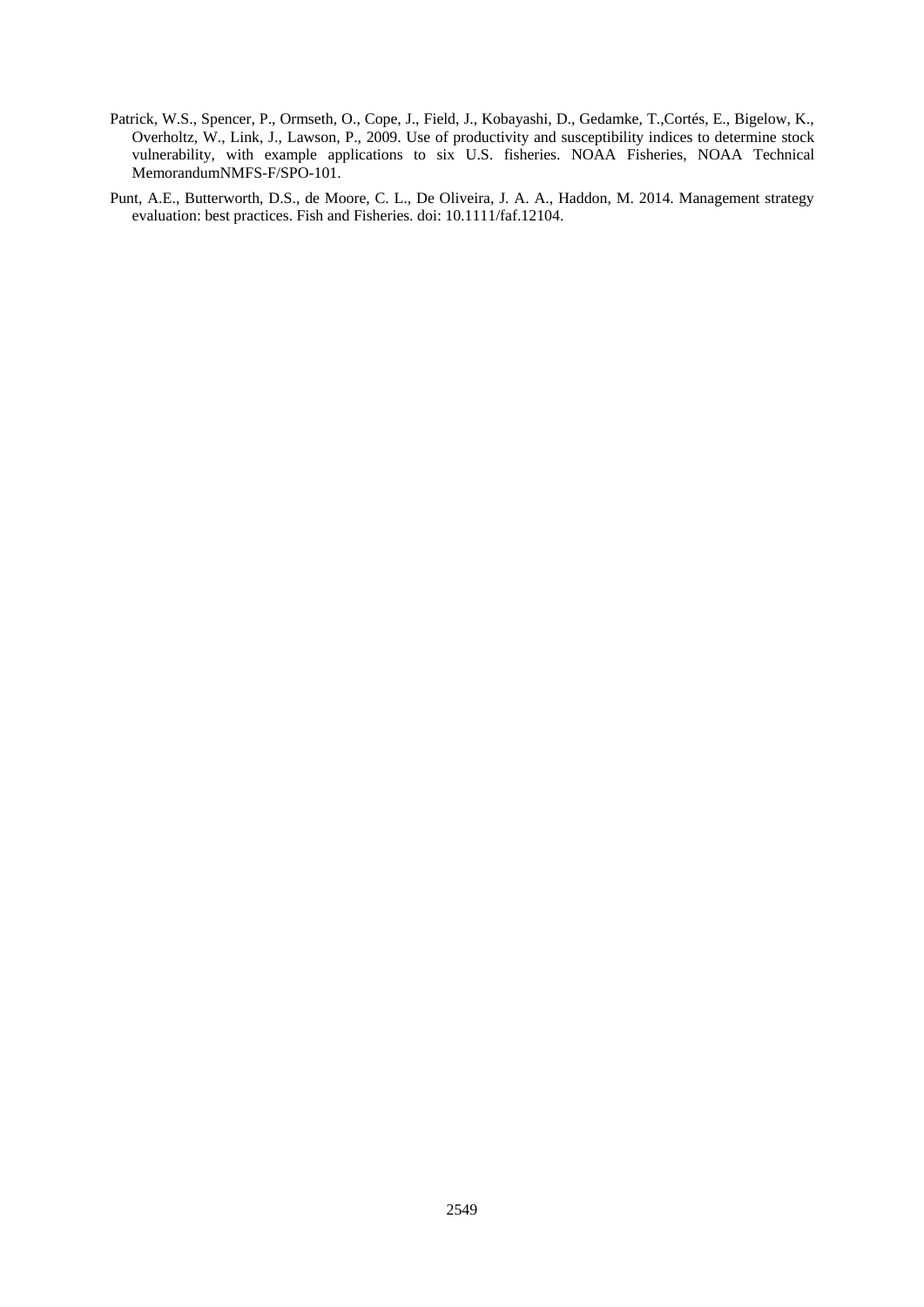Patrick, W.S., Spencer, P., Ormseth, O., Cope, J., Field, J., Kobayashi, D., Gedamke, T.,Cortés, E., Bigelow, K., Overholtz, W., Link, J., Lawson, P., 2009. Use of productivity and susceptibility indices to determine stock vulnerability, with example applications to six U.S. fisheries. NOAA Fisheries, NOAA Technical MemorandumNMFS-F/SPO-101.

Punt, A.E., Butterworth, D.S., de Moore, C. L., De Oliveira, J. A. A., Haddon, M. 2014. Management strategy evaluation: best practices. Fish and Fisheries. doi: 10.1111/faf.12104.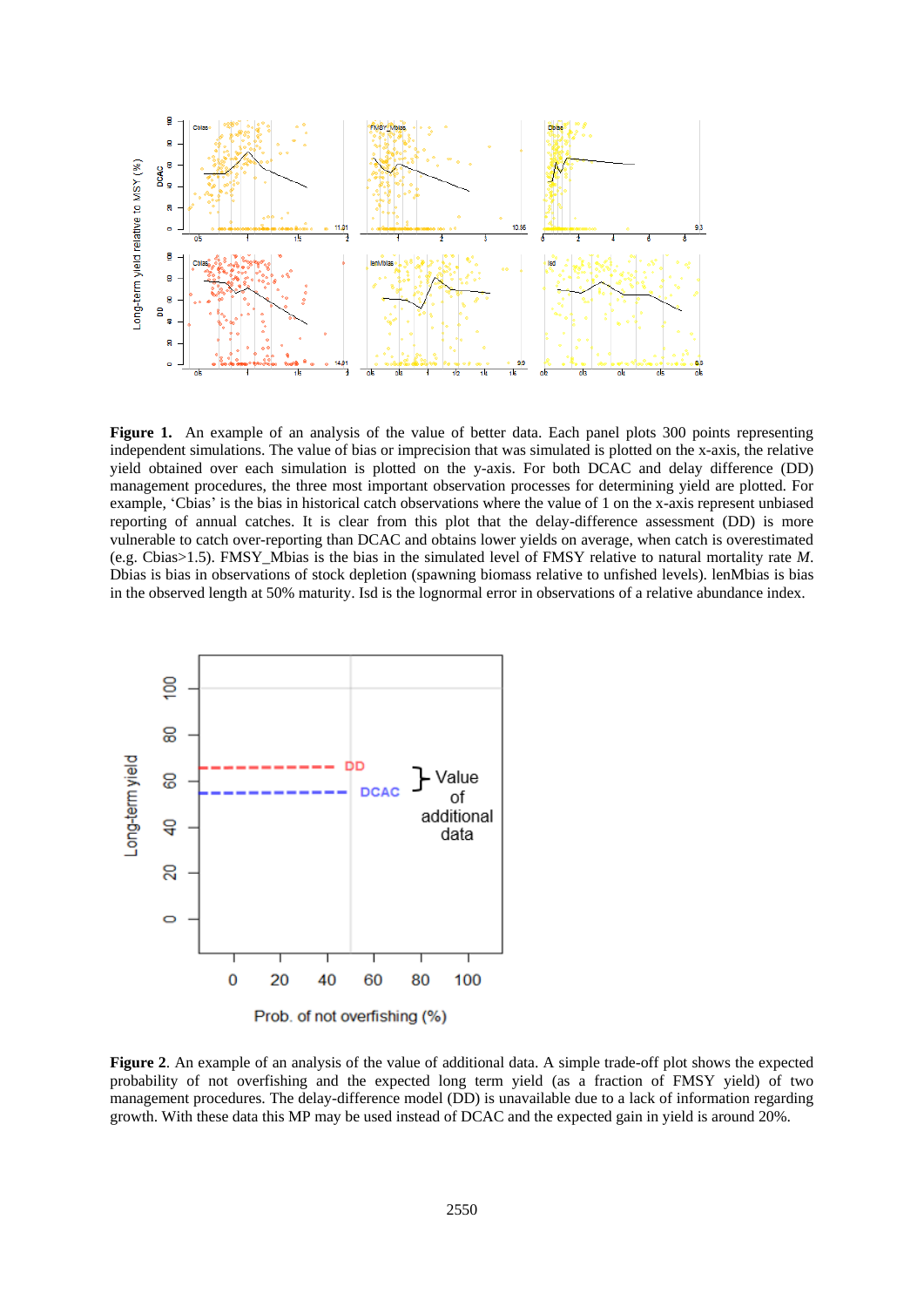**Figure 1.** An example of an analysis of the value of better data. Each panel plots 300 points representing independent simulations. The value of bias or imprecision that was simulated is plotted on the x-axis, the relative yield obtained over each simulation is plotted on the y-axis. For both DCAC and delay difference (DD) management procedures, the three most important observation processes for determining yield are plotted. For example, 'Cbias' is the bias in historical catch observations where the value of 1 on the x-axis represent unbiased reporting of annual catches. It is clear from this plot that the delay-difference assessment (DD) is more vulnerable to catch over-reporting than DCAC and obtains lower yields on average, when catch is overestimated (e.g. Cbias>1.5). FMSY_Mbias is the bias in the simulated level of FMSY relative to natural mortality rate *M*. Dbias is bias in observations of stock depletion (spawning biomass relative to unfished levels). lenMbias is bias in the observed length at 50% maturity. Isd is the lognormal error in observations of a relative abundance index.

**Figure 2**. An example of an analysis of the value of additional data. A simple trade-off plot shows the expected probability of not overfishing and the expected long term yield (as a fraction of FMSY yield) of two management procedures. The delay-difference model (DD) is unavailable due to a lack of information regarding growth. With these data this MP may be used instead of DCAC and the expected gain in yield is around 20%.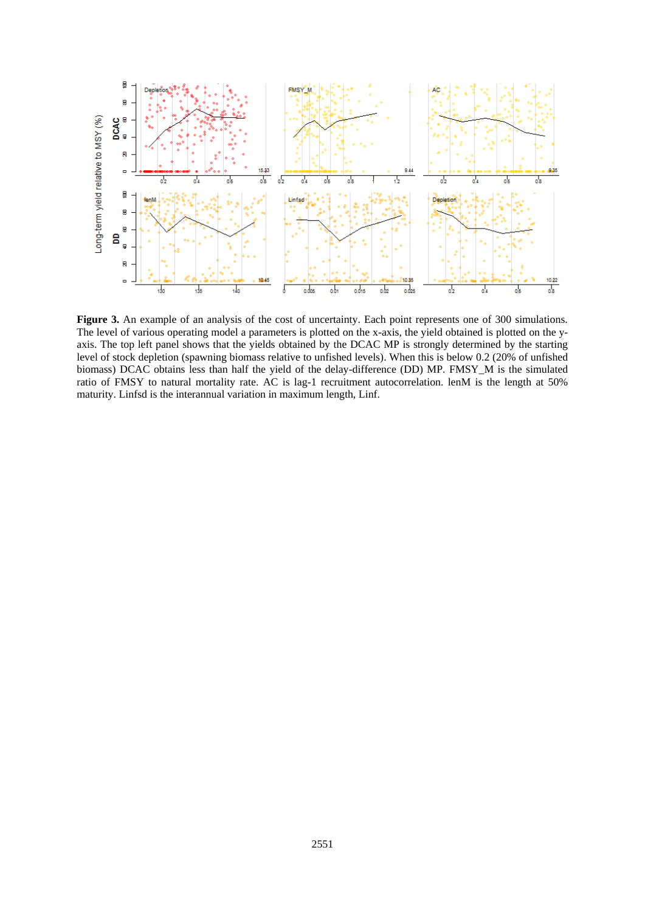Long-term yield relative to MSY (%)

DCAC

DD

Depletion

FMSY_M

AC

lenM

Linfsd

Depletion

15.33

9.44

9.35

10.45

10.35

10.22

**Figure 3.** An example of an analysis of the cost of uncertainty. Each point represents one of 300 simulations. The level of various operating model a parameters is plotted on the x-axis, the yield obtained is plotted on the y-axis. The top left panel shows that the yields obtained by the DCAC MP is strongly determined by the starting level of stock depletion (spawning biomass relative to unfished levels). When this is below 0.2 (20% of unfished biomass) DCAC obtains less than half the yield of the delay-difference (DD) MP. FMSY_M is the simulated ratio of FMSY to natural mortality rate. AC is lag-1 recruitment autocorrelation. lenM is the length at 50% maturity. Linfsd is the interannual variation in maximum length, Linf.